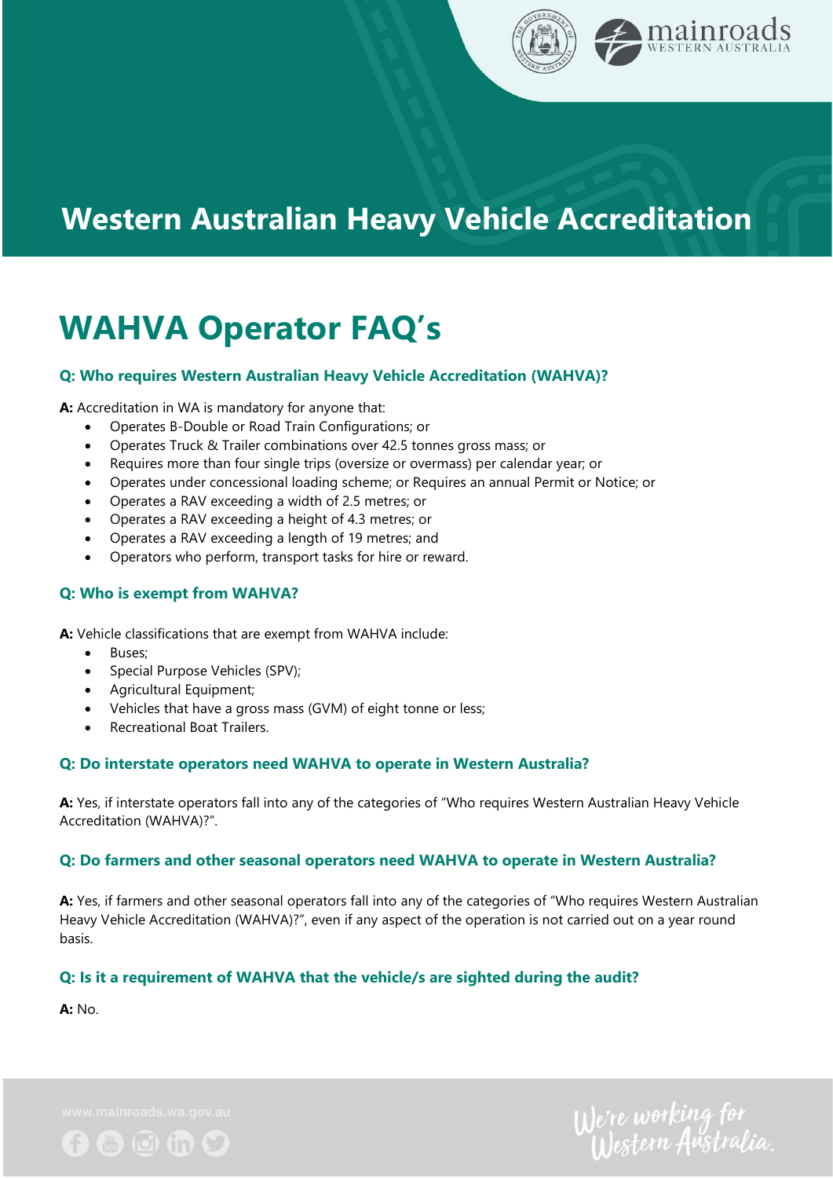# Western Australian Heavy Vehicle Accreditation

## WAHVA Operator FAQ's

### Q: Who requires Western Australian Heavy Vehicle Accreditation (WAHVA)?

**A:** Accreditation in WA is mandatory for anyone that:

- Operates B-Double or Road Train Configurations; or
- Operates Truck & Trailer combinations over 42.5 tonnes gross mass; or
- Requires more than four single trips (oversize or overmass) per calendar year; or
- Operates under concessional loading scheme; or Requires an annual Permit or Notice; or
- Operates a RAV exceeding a width of 2.5 metres; or
- Operates a RAV exceeding a height of 4.3 metres; or
- Operates a RAV exceeding a length of 19 metres; and
- Operators who perform, transport tasks for hire or reward.

### Q: Who is exempt from WAHVA?

**A:** Vehicle classifications that are exempt from WAHVA include:

- Buses;
- Special Purpose Vehicles (SPV);
- Agricultural Equipment;
- Vehicles that have a gross mass (GVM) of eight tonne or less;
- Recreational Boat Trailers.

### Q: Do interstate operators need WAHVA to operate in Western Australia?

**A:** Yes, if interstate operators fall into any of the categories of "Who requires Western Australian Heavy Vehicle Accreditation (WAHVA)?".

### Q: Do farmers and other seasonal operators need WAHVA to operate in Western Australia?

**A:** Yes, if farmers and other seasonal operators fall into any of the categories of "Who requires Western Australian Heavy Vehicle Accreditation (WAHVA)?", even if any aspect of the operation is not carried out on a year round basis.

### Q: Is it a requirement of WAHVA that the vehicle/s are sighted during the audit?

**A:** No.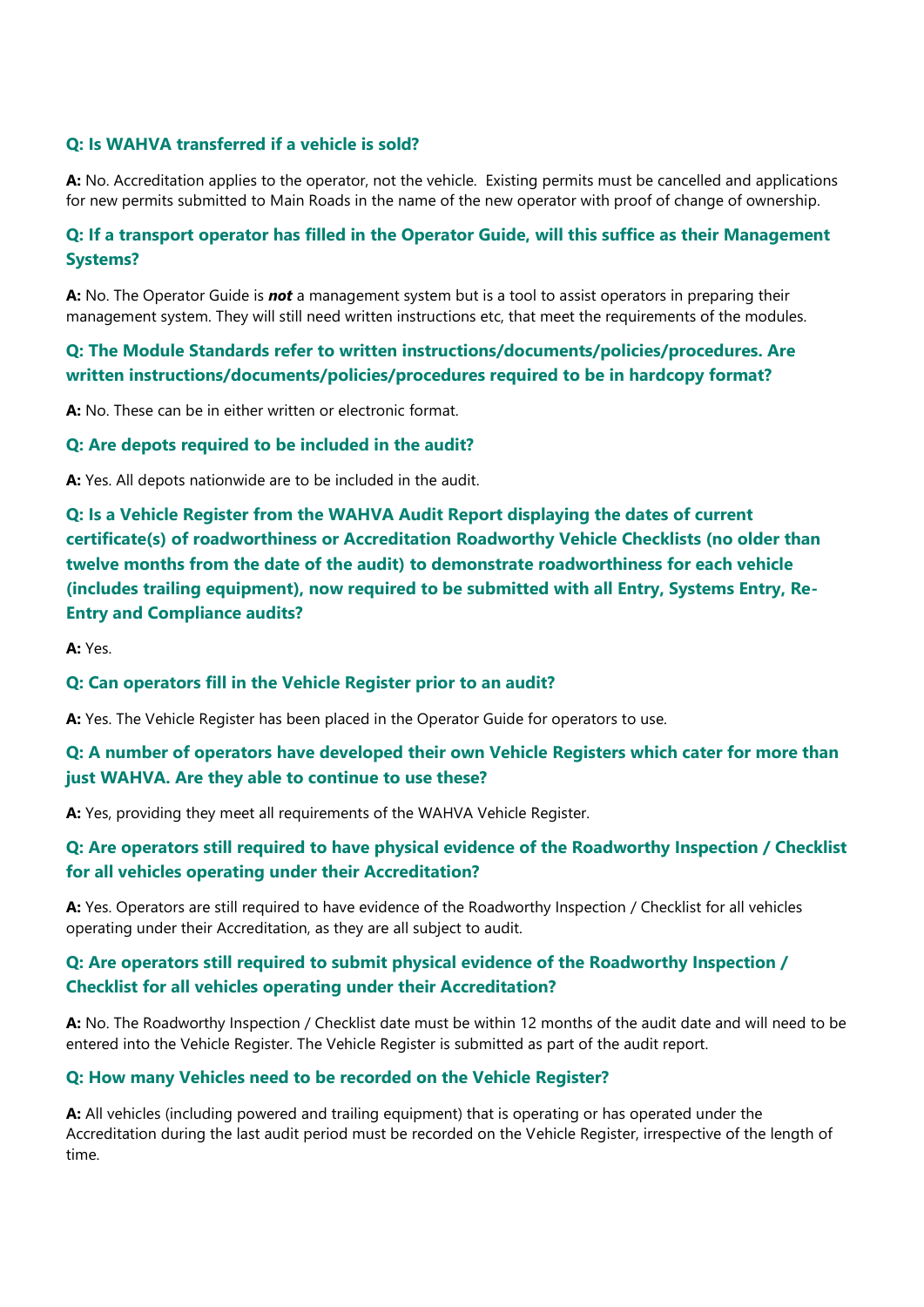### Q: Is WAHVA transferred if a vehicle is sold?

**A:** No. Accreditation applies to the operator, not the vehicle. Existing permits must be cancelled and applications for new permits submitted to Main Roads in the name of the new operator with proof of change of ownership.

### Q: If a transport operator has filled in the Operator Guide, will this suffice as their Management Systems?

**A:** No. The Operator Guide is ***not*** a management system but is a tool to assist operators in preparing their management system. They will still need written instructions etc, that meet the requirements of the modules.

### Q: The Module Standards refer to written instructions/documents/policies/procedures. Are written instructions/documents/policies/procedures required to be in hardcopy format?

**A:** No. These can be in either written or electronic format.

### Q: Are depots required to be included in the audit?

**A:** Yes. All depots nationwide are to be included in the audit.

### Q: Is a Vehicle Register from the WAHVA Audit Report displaying the dates of current certificate(s) of roadworthiness or Accreditation Roadworthy Vehicle Checklists (no older than twelve months from the date of the audit) to demonstrate roadworthiness for each vehicle (includes trailing equipment), now required to be submitted with all Entry, Systems Entry, Re-Entry and Compliance audits?

**A:** Yes.

### Q: Can operators fill in the Vehicle Register prior to an audit?

**A:** Yes. The Vehicle Register has been placed in the Operator Guide for operators to use.

### Q: A number of operators have developed their own Vehicle Registers which cater for more than just WAHVA. Are they able to continue to use these?

**A:** Yes, providing they meet all requirements of the WAHVA Vehicle Register.

### Q: Are operators still required to have physical evidence of the Roadworthy Inspection / Checklist for all vehicles operating under their Accreditation?

**A:** Yes. Operators are still required to have evidence of the Roadworthy Inspection / Checklist for all vehicles operating under their Accreditation, as they are all subject to audit.

### Q: Are operators still required to submit physical evidence of the Roadworthy Inspection / Checklist for all vehicles operating under their Accreditation?

**A:** No. The Roadworthy Inspection / Checklist date must be within 12 months of the audit date and will need to be entered into the Vehicle Register. The Vehicle Register is submitted as part of the audit report.

### Q: How many Vehicles need to be recorded on the Vehicle Register?

**A:** All vehicles (including powered and trailing equipment) that is operating or has operated under the Accreditation during the last audit period must be recorded on the Vehicle Register, irrespective of the length of time.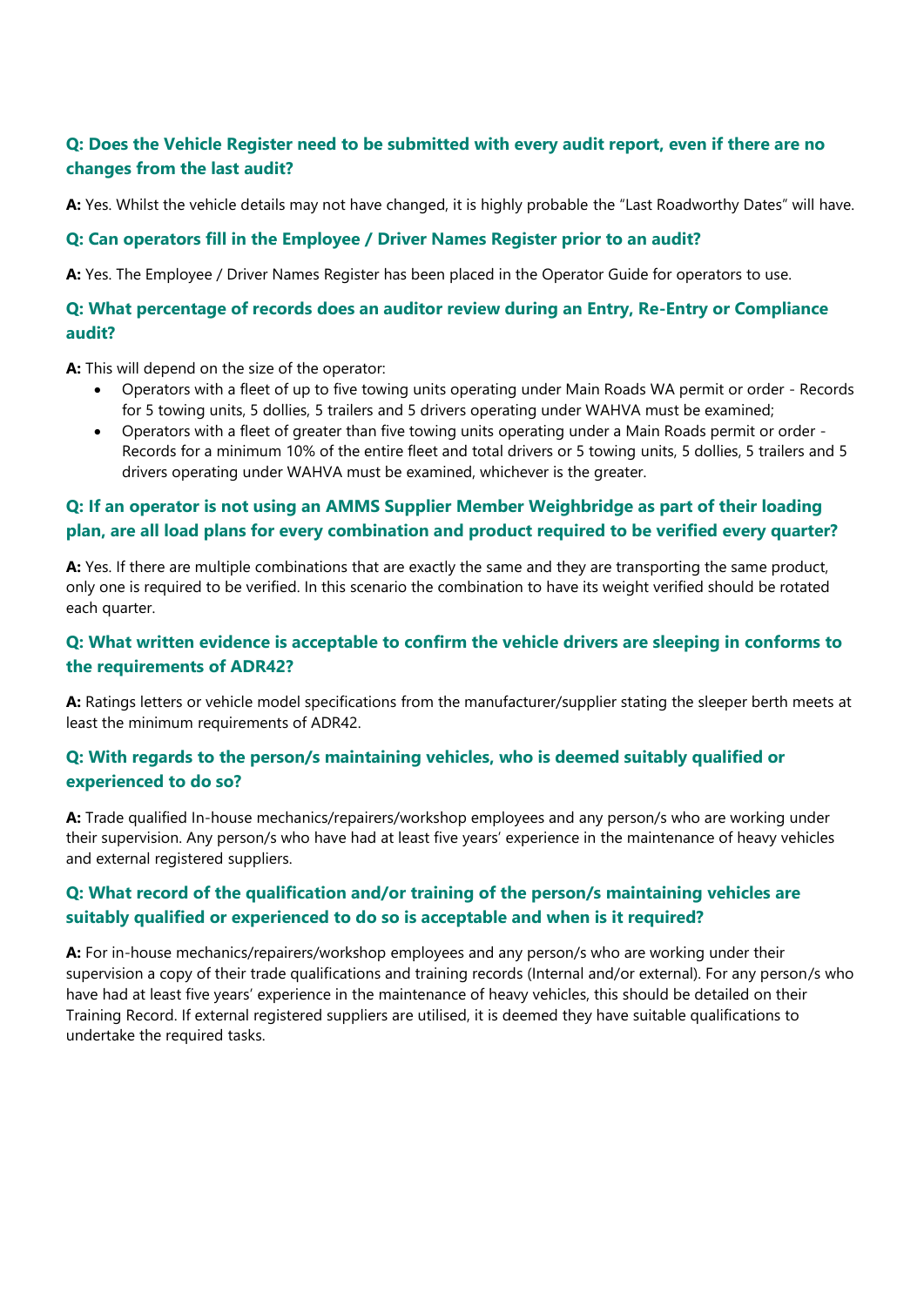### Q: Does the Vehicle Register need to be submitted with every audit report, even if there are no changes from the last audit?

**A:** Yes. Whilst the vehicle details may not have changed, it is highly probable the "Last Roadworthy Dates" will have.

### Q: Can operators fill in the Employee / Driver Names Register prior to an audit?

**A:** Yes. The Employee / Driver Names Register has been placed in the Operator Guide for operators to use.

### Q: What percentage of records does an auditor review during an Entry, Re-Entry or Compliance audit?

**A:** This will depend on the size of the operator:

- Operators with a fleet of up to five towing units operating under Main Roads WA permit or order - Records for 5 towing units, 5 dollies, 5 trailers and 5 drivers operating under WAHVA must be examined;
- Operators with a fleet of greater than five towing units operating under a Main Roads permit or order - Records for a minimum 10% of the entire fleet and total drivers or 5 towing units, 5 dollies, 5 trailers and 5 drivers operating under WAHVA must be examined, whichever is the greater.

### Q: If an operator is not using an AMMS Supplier Member Weighbridge as part of their loading plan, are all load plans for every combination and product required to be verified every quarter?

**A:** Yes. If there are multiple combinations that are exactly the same and they are transporting the same product, only one is required to be verified. In this scenario the combination to have its weight verified should be rotated each quarter.

### Q: What written evidence is acceptable to confirm the vehicle drivers are sleeping in conforms to the requirements of ADR42?

**A:** Ratings letters or vehicle model specifications from the manufacturer/supplier stating the sleeper berth meets at least the minimum requirements of ADR42.

### Q: With regards to the person/s maintaining vehicles, who is deemed suitably qualified or experienced to do so?

**A:** Trade qualified In-house mechanics/repairers/workshop employees and any person/s who are working under their supervision. Any person/s who have had at least five years' experience in the maintenance of heavy vehicles and external registered suppliers.

### Q: What record of the qualification and/or training of the person/s maintaining vehicles are suitably qualified or experienced to do so is acceptable and when is it required?

**A:** For in-house mechanics/repairers/workshop employees and any person/s who are working under their supervision a copy of their trade qualifications and training records (Internal and/or external). For any person/s who have had at least five years' experience in the maintenance of heavy vehicles, this should be detailed on their Training Record. If external registered suppliers are utilised, it is deemed they have suitable qualifications to undertake the required tasks.